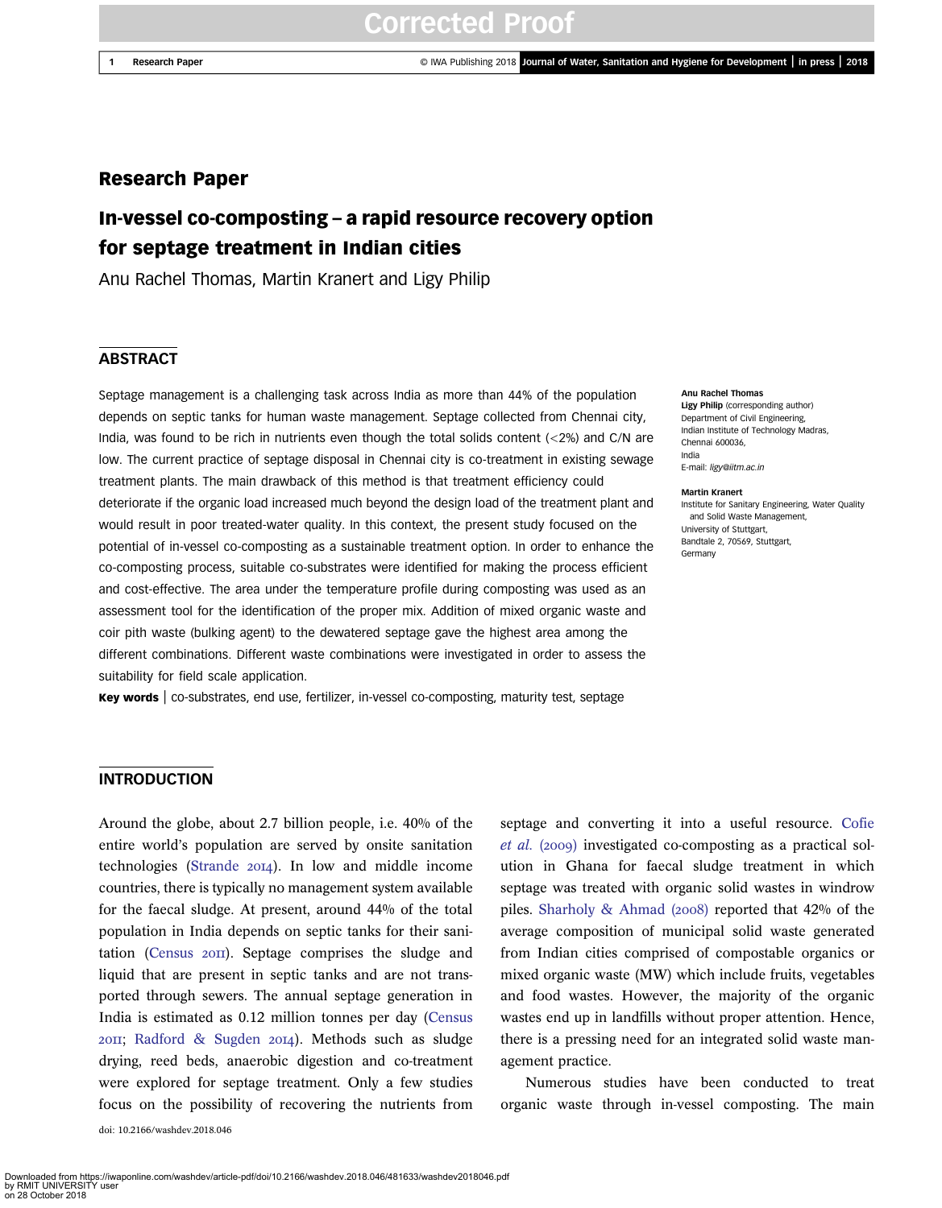## Research Paper

# In-vessel co-composting – a rapid resource recovery option for septage treatment in Indian cities

Anu Rachel Thomas, Martin Kranert and Ligy Philip

## ABSTRACT

Septage management is a challenging task across India as more than 44% of the population depends on septic tanks for human waste management. Septage collected from Chennai city, India, was found to be rich in nutrients even though the total solids content (<2%) and C/N are low. The current practice of septage disposal in Chennai city is co-treatment in existing sewage treatment plants. The main drawback of this method is that treatment efficiency could deteriorate if the organic load increased much beyond the design load of the treatment plant and would result in poor treated-water quality. In this context, the present study focused on the potential of in-vessel co-composting as a sustainable treatment option. In order to enhance the co-composting process, suitable co-substrates were identified for making the process efficient and cost-effective. The area under the temperature profile during composting was used as an assessment tool for the identification of the proper mix. Addition of mixed organic waste and coir pith waste (bulking agent) to the dewatered septage gave the highest area among the different combinations. Different waste combinations were investigated in order to assess the suitability for field scale application.

**Key words** | co-substrates, end use, fertilizer, in-vessel co-composting, maturity test, septage

**Anu Rachel Thomas**
**Ligy Philip** (corresponding author)
Department of Civil Engineering,
Indian Institute of Technology Madras,
Chennai 600036,
India
E-mail: *ligy@iitm.ac.in*

**Martin Kranert**
Institute for Sanitary Engineering, Water Quality and Solid Waste Management,
University of Stuttgart,
Bandtale 2, 70569, Stuttgart,
Germany

## INTRODUCTION

Around the globe, about 2.7 billion people, i.e. 40% of the entire world's population are served by onsite sanitation technologies (Strande 2014). In low and middle income countries, there is typically no management system available for the faecal sludge. At present, around 44% of the total population in India depends on septic tanks for their sanitation (Census 2011). Septage comprises the sludge and liquid that are present in septic tanks and are not transported through sewers. The annual septage generation in India is estimated as 0.12 million tonnes per day (Census 2011; Radford & Sugden 2014). Methods such as sludge drying, reed beds, anaerobic digestion and co-treatment were explored for septage treatment. Only a few studies focus on the possibility of recovering the nutrients from septage and converting it into a useful resource. Cofie *et al.* (2009) investigated co-composting as a practical solution in Ghana for faecal sludge treatment in which septage was treated with organic solid wastes in windrow piles. Sharholy & Ahmad (2008) reported that 42% of the average composition of municipal solid waste generated from Indian cities comprised of compostable organics or mixed organic waste (MW) which include fruits, vegetables and food wastes. However, the majority of the organic wastes end up in landfills without proper attention. Hence, there is a pressing need for an integrated solid waste management practice.

Numerous studies have been conducted to treat organic waste through in-vessel composting. The main

doi: 10.2166/washdev.2018.046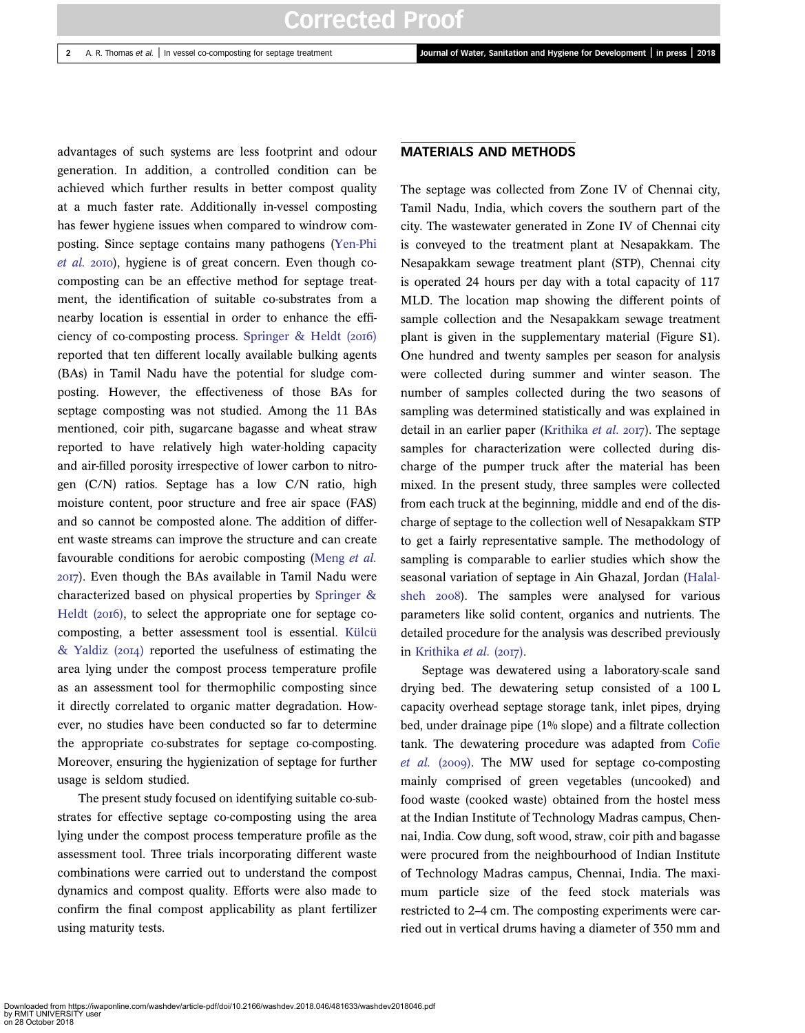advantages of such systems are less footprint and odour generation. In addition, a controlled condition can be achieved which further results in better compost quality at a much faster rate. Additionally in-vessel composting has fewer hygiene issues when compared to windrow composting. Since septage contains many pathogens (Yen-Phi *et al.* 2010), hygiene is of great concern. Even though co-composting can be an effective method for septage treatment, the identification of suitable co-substrates from a nearby location is essential in order to enhance the efficiency of co-composting process. Springer & Heldt (2016) reported that ten different locally available bulking agents (BAs) in Tamil Nadu have the potential for sludge composting. However, the effectiveness of those BAs for septage composting was not studied. Among the 11 BAs mentioned, coir pith, sugarcane bagasse and wheat straw reported to have relatively high water-holding capacity and air-filled porosity irrespective of lower carbon to nitrogen (C/N) ratios. Septage has a low C/N ratio, high moisture content, poor structure and free air space (FAS) and so cannot be composted alone. The addition of different waste streams can improve the structure and can create favourable conditions for aerobic composting (Meng *et al.* 2017). Even though the BAs available in Tamil Nadu were characterized based on physical properties by Springer & Heldt (2016), to select the appropriate one for septage co-composting, a better assessment tool is essential. Külcü & Yaldiz (2014) reported the usefulness of estimating the area lying under the compost process temperature profile as an assessment tool for thermophilic composting since it directly correlated to organic matter degradation. However, no studies have been conducted so far to determine the appropriate co-substrates for septage co-composting. Moreover, ensuring the hygienization of septage for further usage is seldom studied.

The present study focused on identifying suitable co-substrates for effective septage co-composting using the area lying under the compost process temperature profile as the assessment tool. Three trials incorporating different waste combinations were carried out to understand the compost dynamics and compost quality. Efforts were also made to confirm the final compost applicability as plant fertilizer using maturity tests.

## MATERIALS AND METHODS

The septage was collected from Zone IV of Chennai city, Tamil Nadu, India, which covers the southern part of the city. The wastewater generated in Zone IV of Chennai city is conveyed to the treatment plant at Nesapakkam. The Nesapakkam sewage treatment plant (STP), Chennai city is operated 24 hours per day with a total capacity of 117 MLD. The location map showing the different points of sample collection and the Nesapakkam sewage treatment plant is given in the supplementary material (Figure S1). One hundred and twenty samples per season for analysis were collected during summer and winter season. The number of samples collected during the two seasons of sampling was determined statistically and was explained in detail in an earlier paper (Krithika *et al.* 2017). The septage samples for characterization were collected during discharge of the pumper truck after the material has been mixed. In the present study, three samples were collected from each truck at the beginning, middle and end of the discharge of septage to the collection well of Nesapakkam STP to get a fairly representative sample. The methodology of sampling is comparable to earlier studies which show the seasonal variation of septage in Ain Ghazal, Jordan (Halalsheh 2008). The samples were analysed for various parameters like solid content, organics and nutrients. The detailed procedure for the analysis was described previously in Krithika *et al.* (2017).

Septage was dewatered using a laboratory-scale sand drying bed. The dewatering setup consisted of a 100 L capacity overhead septage storage tank, inlet pipes, drying bed, under drainage pipe (1% slope) and a filtrate collection tank. The dewatering procedure was adapted from Cofie *et al.* (2009). The MW used for septage co-composting mainly comprised of green vegetables (uncooked) and food waste (cooked waste) obtained from the hostel mess at the Indian Institute of Technology Madras campus, Chennai, India. Cow dung, soft wood, straw, coir pith and bagasse were procured from the neighbourhood of Indian Institute of Technology Madras campus, Chennai, India. The maximum particle size of the feed stock materials was restricted to 2–4 cm. The composting experiments were carried out in vertical drums having a diameter of 350 mm and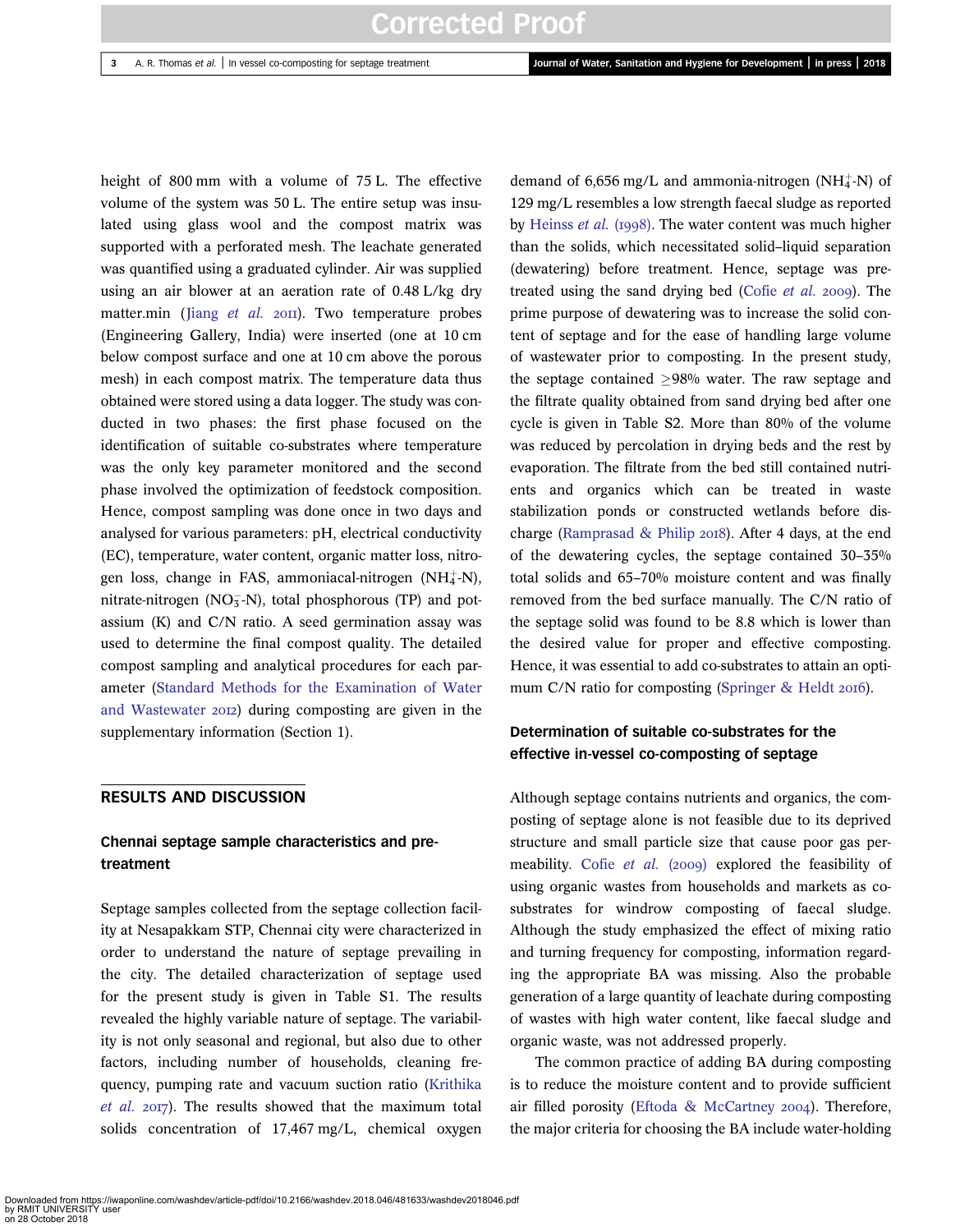height of 800 mm with a volume of 75 L. The effective volume of the system was 50 L. The entire setup was insulated using glass wool and the compost matrix was supported with a perforated mesh. The leachate generated was quantified using a graduated cylinder. Air was supplied using an air blower at an aeration rate of 0.48 L/kg dry matter.min (Jiang *et al.* 2011). Two temperature probes (Engineering Gallery, India) were inserted (one at 10 cm below compost surface and one at 10 cm above the porous mesh) in each compost matrix. The temperature data thus obtained were stored using a data logger. The study was conducted in two phases: the first phase focused on the identification of suitable co-substrates where temperature was the only key parameter monitored and the second phase involved the optimization of feedstock composition. Hence, compost sampling was done once in two days and analysed for various parameters: pH, electrical conductivity (EC), temperature, water content, organic matter loss, nitrogen loss, change in FAS, ammoniacal-nitrogen ($NH_4^+$-N), nitrate-nitrogen ($NO_3^-$-N), total phosphorous (TP) and potassium (K) and C/N ratio. A seed germination assay was used to determine the final compost quality. The detailed compost sampling and analytical procedures for each parameter (Standard Methods for the Examination of Water and Wastewater 2012) during composting are given in the supplementary information (Section 1).

## RESULTS AND DISCUSSION

### Chennai septage sample characteristics and pre-treatment

Septage samples collected from the septage collection facility at Nesapakkam STP, Chennai city were characterized in order to understand the nature of septage prevailing in the city. The detailed characterization of septage used for the present study is given in Table S1. The results revealed the highly variable nature of septage. The variability is not only seasonal and regional, but also due to other factors, including number of households, cleaning frequency, pumping rate and vacuum suction ratio (Krithika *et al.* 2017). The results showed that the maximum total solids concentration of 17,467 mg/L, chemical oxygen demand of 6,656 mg/L and ammonia-nitrogen ($NH_4^+$-N) of 129 mg/L resembles a low strength faecal sludge as reported by Heinss *et al.* (1998). The water content was much higher than the solids, which necessitated solid–liquid separation (dewatering) before treatment. Hence, septage was pre-treated using the sand drying bed (Cofie *et al.* 2009). The prime purpose of dewatering was to increase the solid content of septage and for the ease of handling large volume of wastewater prior to composting. In the present study, the septage contained $\geq$98% water. The raw septage and the filtrate quality obtained from sand drying bed after one cycle is given in Table S2. More than 80% of the volume was reduced by percolation in drying beds and the rest by evaporation. The filtrate from the bed still contained nutrients and organics which can be treated in waste stabilization ponds or constructed wetlands before discharge (Ramprasad & Philip 2018). After 4 days, at the end of the dewatering cycles, the septage contained 30–35% total solids and 65–70% moisture content and was finally removed from the bed surface manually. The C/N ratio of the septage solid was found to be 8.8 which is lower than the desired value for proper and effective composting. Hence, it was essential to add co-substrates to attain an optimum C/N ratio for composting (Springer & Heldt 2016).

### Determination of suitable co-substrates for the effective in-vessel co-composting of septage

Although septage contains nutrients and organics, the composting of septage alone is not feasible due to its deprived structure and small particle size that cause poor gas permeability. Cofie *et al.* (2009) explored the feasibility of using organic wastes from households and markets as co-substrates for windrow composting of faecal sludge. Although the study emphasized the effect of mixing ratio and turning frequency for composting, information regarding the appropriate BA was missing. Also the probable generation of a large quantity of leachate during composting of wastes with high water content, like faecal sludge and organic waste, was not addressed properly.

The common practice of adding BA during composting is to reduce the moisture content and to provide sufficient air filled porosity (Eftoda & McCartney 2004). Therefore, the major criteria for choosing the BA include water-holding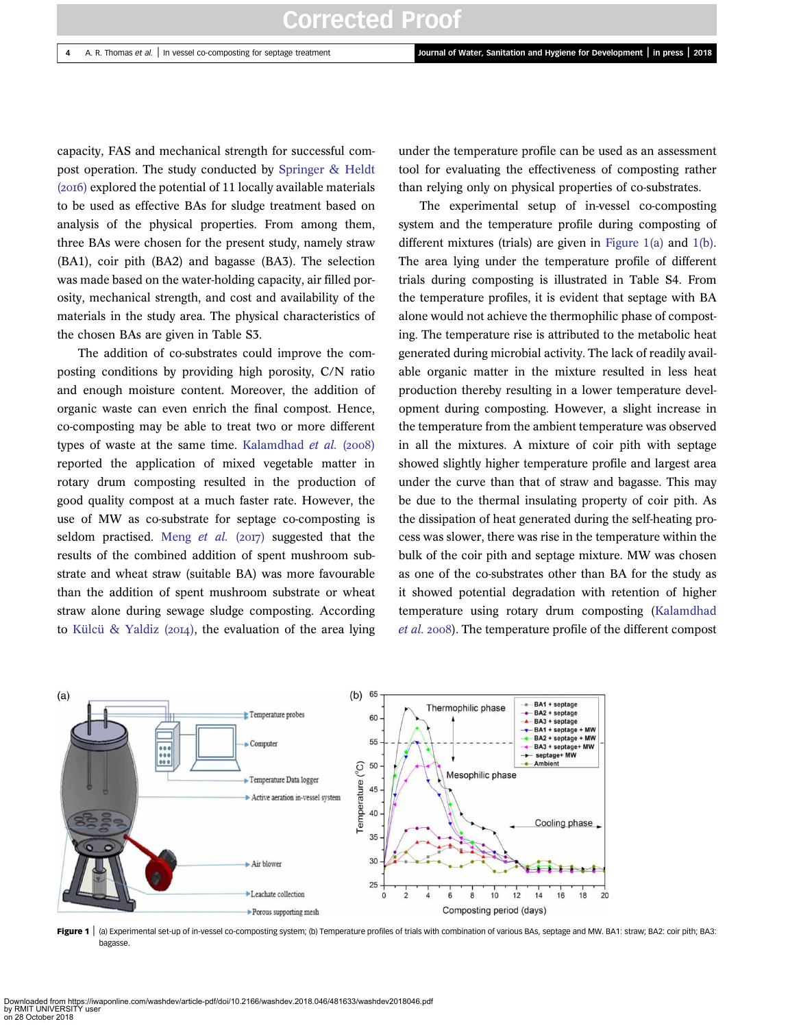capacity, FAS and mechanical strength for successful compost operation. The study conducted by Springer & Heldt (2016) explored the potential of 11 locally available materials to be used as effective BAs for sludge treatment based on analysis of the physical properties. From among them, three BAs were chosen for the present study, namely straw (BA1), coir pith (BA2) and bagasse (BA3). The selection was made based on the water-holding capacity, air filled porosity, mechanical strength, and cost and availability of the materials in the study area. The physical characteristics of the chosen BAs are given in Table S3.

The addition of co-substrates could improve the composting conditions by providing high porosity, C/N ratio and enough moisture content. Moreover, the addition of organic waste can even enrich the final compost. Hence, co-composting may be able to treat two or more different types of waste at the same time. Kalamdhad *et al.* (2008) reported the application of mixed vegetable matter in rotary drum composting resulted in the production of good quality compost at a much faster rate. However, the use of MW as co-substrate for septage co-composting is seldom practised. Meng *et al.* (2017) suggested that the results of the combined addition of spent mushroom substrate and wheat straw (suitable BA) was more favourable than the addition of spent mushroom substrate or wheat straw alone during sewage sludge composting. According to Külcü & Yaldiz (2014), the evaluation of the area lying under the temperature profile can be used as an assessment tool for evaluating the effectiveness of composting rather than relying only on physical properties of co-substrates.

The experimental setup of in-vessel co-composting system and the temperature profile during composting of different mixtures (trials) are given in Figure 1(a) and 1(b). The area lying under the temperature profile of different trials during composting is illustrated in Table S4. From the temperature profiles, it is evident that septage with BA alone would not achieve the thermophilic phase of composting. The temperature rise is attributed to the metabolic heat generated during microbial activity. The lack of readily available organic matter in the mixture resulted in less heat production thereby resulting in a lower temperature development during composting. However, a slight increase in the temperature from the ambient temperature was observed in all the mixtures. A mixture of coir pith with septage showed slightly higher temperature profile and largest area under the curve than that of straw and bagasse. This may be due to the thermal insulating property of coir pith. As the dissipation of heat generated during the self-heating process was slower, there was rise in the temperature within the bulk of the coir pith and septage mixture. MW was chosen as one of the co-substrates other than BA for the study as it showed potential degradation with retention of higher temperature using rotary drum composting (Kalamdhad *et al.* 2008). The temperature profile of the different compost

**Figure 1** | (a) Experimental set-up of in-vessel co-composting system; (b) Temperature profiles of trials with combination of various BAs, septage and MW. BA1: straw; BA2: coir pith; BA3: bagasse.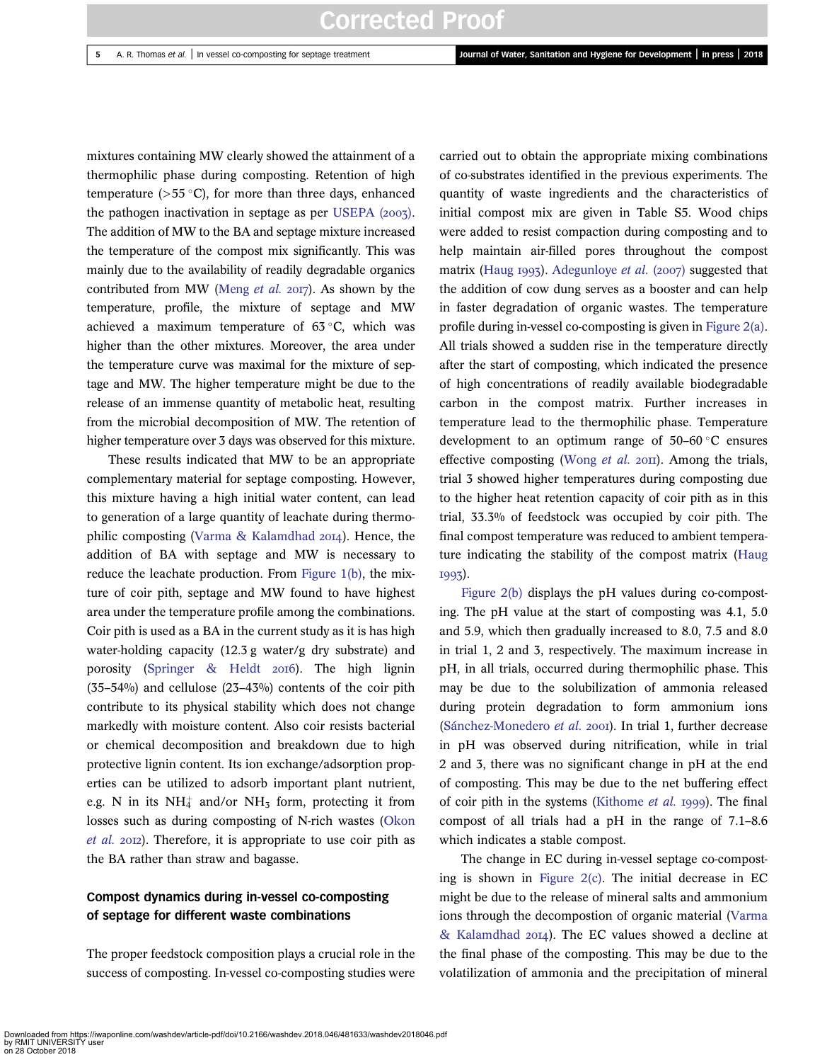mixtures containing MW clearly showed the attainment of a thermophilic phase during composting. Retention of high temperature (>55 °C), for more than three days, enhanced the pathogen inactivation in septage as per USEPA (2003). The addition of MW to the BA and septage mixture increased the temperature of the compost mix significantly. This was mainly due to the availability of readily degradable organics contributed from MW (Meng *et al.* 2017). As shown by the temperature, profile, the mixture of septage and MW achieved a maximum temperature of 63 °C, which was higher than the other mixtures. Moreover, the area under the temperature curve was maximal for the mixture of septage and MW. The higher temperature might be due to the release of an immense quantity of metabolic heat, resulting from the microbial decomposition of MW. The retention of higher temperature over 3 days was observed for this mixture.

These results indicated that MW to be an appropriate complementary material for septage composting. However, this mixture having a high initial water content, can lead to generation of a large quantity of leachate during thermophilic composting (Varma & Kalamdhad 2014). Hence, the addition of BA with septage and MW is necessary to reduce the leachate production. From Figure 1(b), the mixture of coir pith, septage and MW found to have highest area under the temperature profile among the combinations. Coir pith is used as a BA in the current study as it is has high water-holding capacity (12.3 g water/g dry substrate) and porosity (Springer & Heldt 2016). The high lignin (35–54%) and cellulose (23–43%) contents of the coir pith contribute to its physical stability which does not change markedly with moisture content. Also coir resists bacterial or chemical decomposition and breakdown due to high protective lignin content. Its ion exchange/adsorption properties can be utilized to adsorb important plant nutrient, e.g. N in its $NH_4^+$ and/or $NH_3$ form, protecting it from losses such as during composting of N-rich wastes (Okon *et al.* 2012). Therefore, it is appropriate to use coir pith as the BA rather than straw and bagasse.

## Compost dynamics during in-vessel co-composting of septage for different waste combinations

The proper feedstock composition plays a crucial role in the success of composting. In-vessel co-composting studies were carried out to obtain the appropriate mixing combinations of co-substrates identified in the previous experiments. The quantity of waste ingredients and the characteristics of initial compost mix are given in Table S5. Wood chips were added to resist compaction during composting and to help maintain air-filled pores throughout the compost matrix (Haug 1993). Adegunloye *et al.* (2007) suggested that the addition of cow dung serves as a booster and can help in faster degradation of organic wastes. The temperature profile during in-vessel co-composting is given in Figure 2(a). All trials showed a sudden rise in the temperature directly after the start of composting, which indicated the presence of high concentrations of readily available biodegradable carbon in the compost matrix. Further increases in temperature lead to the thermophilic phase. Temperature development to an optimum range of 50–60 °C ensures effective composting (Wong *et al.* 2011). Among the trials, trial 3 showed higher temperatures during composting due to the higher heat retention capacity of coir pith as in this trial, 33.3% of feedstock was occupied by coir pith. The final compost temperature was reduced to ambient temperature indicating the stability of the compost matrix (Haug 1993).

Figure 2(b) displays the pH values during co-composting. The pH value at the start of composting was 4.1, 5.0 and 5.9, which then gradually increased to 8.0, 7.5 and 8.0 in trial 1, 2 and 3, respectively. The maximum increase in pH, in all trials, occurred during thermophilic phase. This may be due to the solubilization of ammonia released during protein degradation to form ammonium ions (Sánchez-Monedero *et al.* 2001). In trial 1, further decrease in pH was observed during nitrification, while in trial 2 and 3, there was no significant change in pH at the end of composting. This may be due to the net buffering effect of coir pith in the systems (Kithome *et al.* 1999). The final compost of all trials had a pH in the range of 7.1–8.6 which indicates a stable compost.

The change in EC during in-vessel septage co-composting is shown in Figure 2(c). The initial decrease in EC might be due to the release of mineral salts and ammonium ions through the decomposition of organic material (Varma & Kalamdhad 2014). The EC values showed a decline at the final phase of the composting. This may be due to the volatilization of ammonia and the precipitation of mineral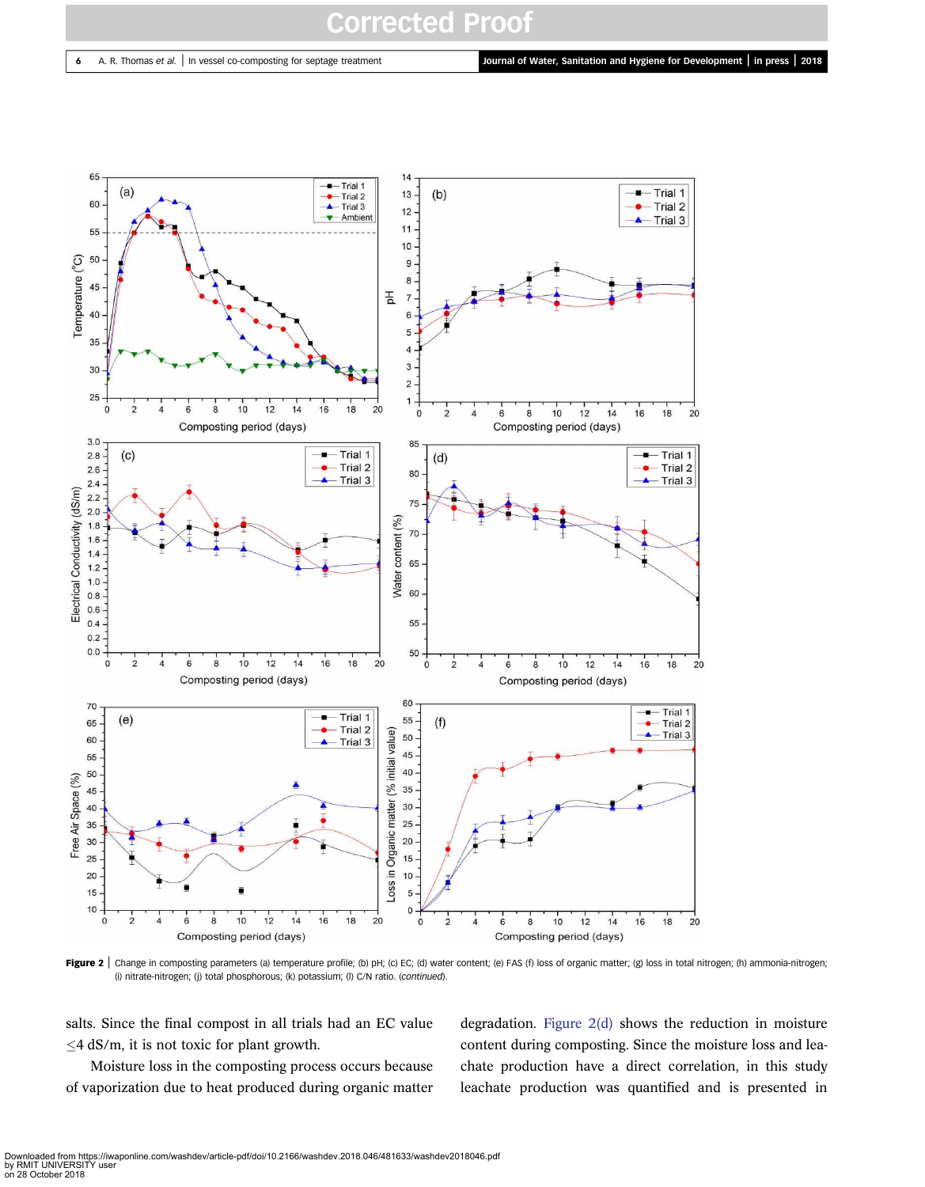Figure 2 | Change in composting parameters (a) temperature profile; (b) pH; (c) EC; (d) water content; (e) FAS (f) loss of organic matter; (g) loss in total nitrogen; (h) ammonia-nitrogen; (i) nitrate-nitrogen; (j) total phosphorous; (k) potassium; (l) C/N ratio. (*continued*).

salts. Since the final compost in all trials had an EC value ≤4 dS/m, it is not toxic for plant growth.

Moisture loss in the composting process occurs because of vaporization due to heat produced during organic matter degradation. Figure 2(d) shows the reduction in moisture content during composting. Since the moisture loss and leachate production have a direct correlation, in this study leachate production was quantified and is presented in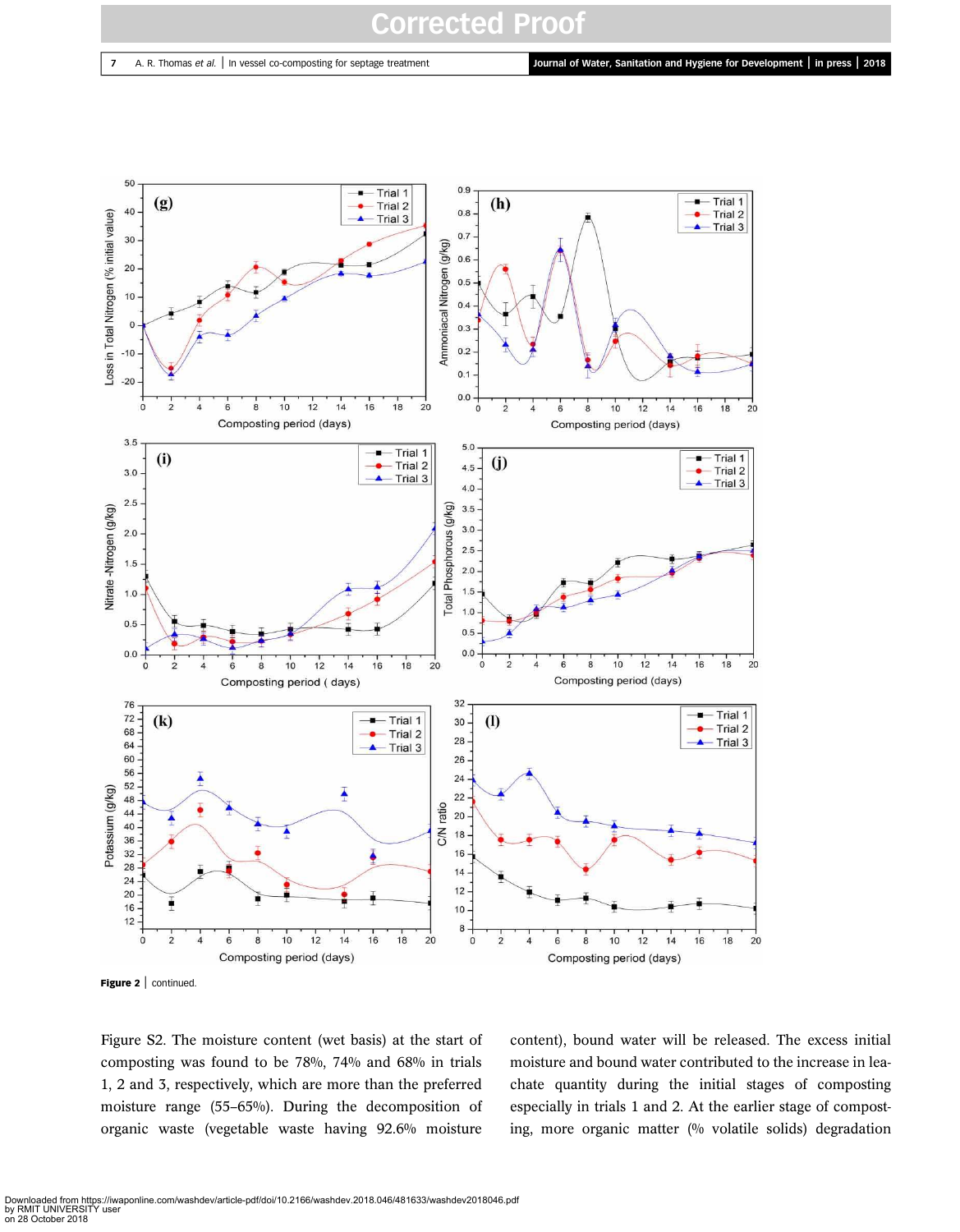**Figure 2** | continued.

Figure S2. The moisture content (wet basis) at the start of composting was found to be 78%, 74% and 68% in trials 1, 2 and 3, respectively, which are more than the preferred moisture range (55–65%). During the decomposition of organic waste (vegetable waste having 92.6% moisture content), bound water will be released. The excess initial moisture and bound water contributed to the increase in leachate quantity during the initial stages of composting especially in trials 1 and 2. At the earlier stage of composting, more organic matter (% volatile solids) degradation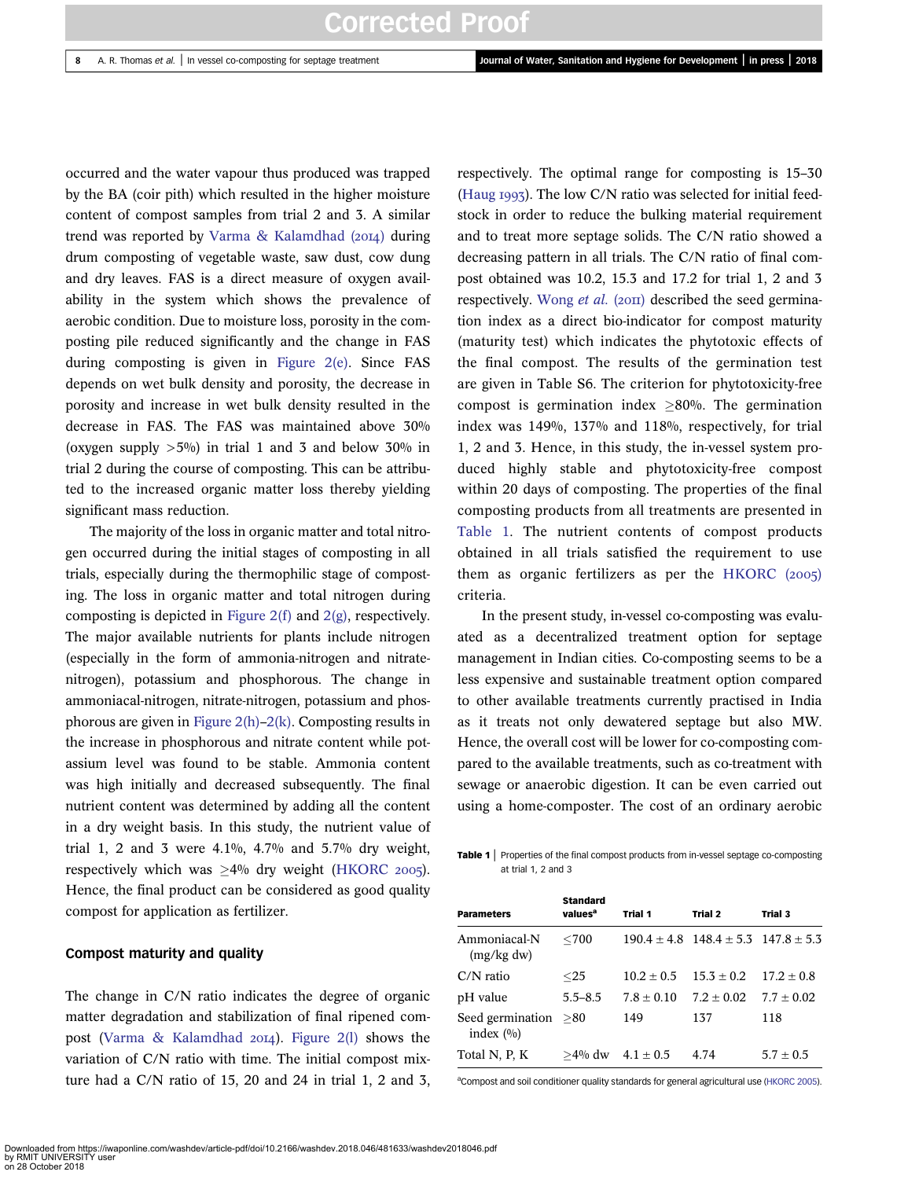occurred and the water vapour thus produced was trapped by the BA (coir pith) which resulted in the higher moisture content of compost samples from trial 2 and 3. A similar trend was reported by Varma & Kalamdhad (2014) during drum composting of vegetable waste, saw dust, cow dung and dry leaves. FAS is a direct measure of oxygen availability in the system which shows the prevalence of aerobic condition. Due to moisture loss, porosity in the composting pile reduced significantly and the change in FAS during composting is given in Figure 2(e). Since FAS depends on wet bulk density and porosity, the decrease in porosity and increase in wet bulk density resulted in the decrease in FAS. The FAS was maintained above 30% (oxygen supply $>5\%$) in trial 1 and 3 and below 30% in trial 2 during the course of composting. This can be attributed to the increased organic matter loss thereby yielding significant mass reduction.

The majority of the loss in organic matter and total nitrogen occurred during the initial stages of composting in all trials, especially during the thermophilic stage of composting. The loss in organic matter and total nitrogen during composting is depicted in Figure 2(f) and 2(g), respectively. The major available nutrients for plants include nitrogen (especially in the form of ammonia-nitrogen and nitrate-nitrogen), potassium and phosphorous. The change in ammoniacal-nitrogen, nitrate-nitrogen, potassium and phosphorous are given in Figure 2(h)–2(k). Composting results in the increase in phosphorous and nitrate content while potassium level was found to be stable. Ammonia content was high initially and decreased subsequently. The final nutrient content was determined by adding all the content in a dry weight basis. In this study, the nutrient value of trial 1, 2 and 3 were 4.1%, 4.7% and 5.7% dry weight, respectively which was $\geq 4\%$ dry weight (HKORC 2005). Hence, the final product can be considered as good quality compost for application as fertilizer.

## Compost maturity and quality

The change in C/N ratio indicates the degree of organic matter degradation and stabilization of final ripened compost (Varma & Kalamdhad 2014). Figure 2(l) shows the variation of C/N ratio with time. The initial compost mixture had a C/N ratio of 15, 20 and 24 in trial 1, 2 and 3, respectively. The optimal range for composting is 15–30 (Haug 1993). The low C/N ratio was selected for initial feedstock in order to reduce the bulking material requirement and to treat more septage solids. The C/N ratio showed a decreasing pattern in all trials. The C/N ratio of final compost obtained was 10.2, 15.3 and 17.2 for trial 1, 2 and 3 respectively. Wong *et al.* (2011) described the seed germination index as a direct bio-indicator for compost maturity (maturity test) which indicates the phytotoxic effects of the final compost. The results of the germination test are given in Table S6. The criterion for phytotoxicity-free compost is germination index $\geq 80\%$. The germination index was 149%, 137% and 118%, respectively, for trial 1, 2 and 3. Hence, in this study, the in-vessel system produced highly stable and phytotoxicity-free compost within 20 days of composting. The properties of the final composting products from all treatments are presented in Table 1. The nutrient contents of compost products obtained in all trials satisfied the requirement to use them as organic fertilizers as per the HKORC (2005) criteria.

In the present study, in-vessel co-composting was evaluated as a decentralized treatment option for septage management in Indian cities. Co-composting seems to be a less expensive and sustainable treatment option compared to other available treatments currently practised in India as it treats not only dewatered septage but also MW. Hence, the overall cost will be lower for co-composting compared to the available treatments, such as co-treatment with sewage or anaerobic digestion. It can be even carried out using a home-composter. The cost of an ordinary aerobic

**Table 1** | Properties of the final compost products from in-vessel septage co-composting at trial 1, 2 and 3

| Parameters | Standard values[a] | Trial 1 | Trial 2 | Trial 3 |
|---|---|---|---|---|
| Ammoniacal-N (mg/kg dw) | $\leq 700$ | $190.4 \pm 4.8$ | $148.4 \pm 5.3$ | $147.8 \pm 5.3$ |
| C/N ratio | $\leq 25$ | $10.2 \pm 0.5$ | $15.3 \pm 0.2$ | $17.2 \pm 0.8$ |
| pH value | 5.5–8.5 | $7.8 \pm 0.10$ | $7.2 \pm 0.02$ | $7.7 \pm 0.02$ |
| Seed germination index (%) | $\geq 80$ | 149 | 137 | 118 |
| Total N, P, K | $\geq 4\%$ dw | $4.1 \pm 0.5$ | 4.74 | $5.7 \pm 0.5$ |

[a]Compost and soil conditioner quality standards for general agricultural use (HKORC 2005).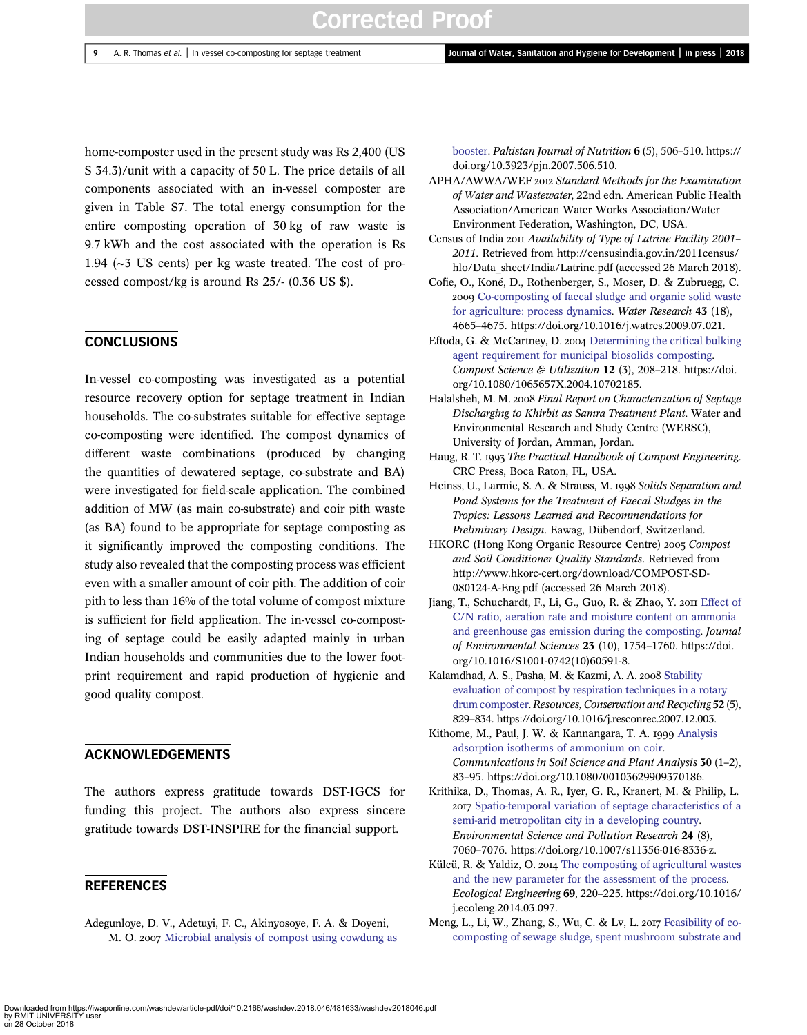home-composter used in the present study was Rs 2,400 (US $ 34.3)/unit with a capacity of 50 L. The price details of all components associated with an in-vessel composter are given in Table S7. The total energy consumption for the entire composting operation of 30 kg of raw waste is 9.7 kWh and the cost associated with the operation is Rs 1.94 (~3 US cents) per kg waste treated. The cost of processed compost/kg is around Rs 25/- (0.36 US $).

## CONCLUSIONS

In-vessel co-composting was investigated as a potential resource recovery option for septage treatment in Indian households. The co-substrates suitable for effective septage co-composting were identified. The compost dynamics of different waste combinations (produced by changing the quantities of dewatered septage, co-substrate and BA) were investigated for field-scale application. The combined addition of MW (as main co-substrate) and coir pith waste (as BA) found to be appropriate for septage composting as it significantly improved the composting conditions. The study also revealed that the composting process was efficient even with a smaller amount of coir pith. The addition of coir pith to less than 16% of the total volume of compost mixture is sufficient for field application. The in-vessel co-composting of septage could be easily adapted mainly in urban Indian households and communities due to the lower footprint requirement and rapid production of hygienic and good quality compost.

## ACKNOWLEDGEMENTS

The authors express gratitude towards DST-IGCS for funding this project. The authors also express sincere gratitude towards DST-INSPIRE for the financial support.

## REFERENCES

Adegunloye, D. V., Adetuyi, F. C., Akinyosoye, F. A. & Doyeni, M. O. 2007 Microbial analysis of compost using cowdung as booster. *Pakistan Journal of Nutrition* **6** (5), 506–510. https://doi.org/10.3923/pjn.2007.506.510.

APHA/AWWA/WEF 2012 *Standard Methods for the Examination of Water and Wastewater*, 22nd edn. American Public Health Association/American Water Works Association/Water Environment Federation, Washington, DC, USA.

Census of India 2011 *Availability of Type of Latrine Facility 2001–2011*. Retrieved from http://censusindia.gov.in/2011census/hlo/Data_sheet/India/Latrine.pdf (accessed 26 March 2018).

Cofie, O., Koné, D., Rothenberger, S., Moser, D. & Zubruegg, C. 2009 Co-composting of faecal sludge and organic solid waste for agriculture: process dynamics. *Water Research* **43** (18), 4665–4675. https://doi.org/10.1016/j.watres.2009.07.021.

Eftoda, G. & McCartney, D. 2004 Determining the critical bulking agent requirement for municipal biosolids composting. *Compost Science & Utilization* **12** (3), 208–218. https://doi.org/10.1080/1065657X.2004.10702185.

Halalsheh, M. M. 2008 *Final Report on Characterization of Septage Discharging to Khirbit as Samra Treatment Plant*. Water and Environmental Research and Study Centre (WERSC), University of Jordan, Amman, Jordan.

Haug, R. T. 1993 *The Practical Handbook of Compost Engineering*. CRC Press, Boca Raton, FL, USA.

Heinss, U., Larmie, S. A. & Strauss, M. 1998 *Solids Separation and Pond Systems for the Treatment of Faecal Sludges in the Tropics: Lessons Learned and Recommendations for Preliminary Design*. Eawag, Dübendorf, Switzerland.

HKORC (Hong Kong Organic Resource Centre) 2005 *Compost and Soil Conditioner Quality Standards*. Retrieved from http://www.hkorc-cert.org/download/COMPOST-SD-080124-A-Eng.pdf (accessed 26 March 2018).

Jiang, T., Schuchardt, F., Li, G., Guo, R. & Zhao, Y. 2011 Effect of C/N ratio, aeration rate and moisture content on ammonia and greenhouse gas emission during the composting. *Journal of Environmental Sciences* **23** (10), 1754–1760. https://doi.org/10.1016/S1001-0742(10)60591-8.

Kalamdhad, A. S., Pasha, M. & Kazmi, A. A. 2008 Stability evaluation of compost by respiration techniques in a rotary drum composter. *Resources, Conservation and Recycling* **52** (5), 829–834. https://doi.org/10.1016/j.resconrec.2007.12.003.

Kithome, M., Paul, J. W. & Kannangara, T. A. 1999 Analysis adsorption isotherms of ammonium on coir. *Communications in Soil Science and Plant Analysis* **30** (1–2), 83–95. https://doi.org/10.1080/00103629909370186.

Krithika, D., Thomas, A. R., Iyer, G. R., Kranert, M. & Philip, L. 2017 Spatio-temporal variation of septage characteristics of a semi-arid metropolitan city in a developing country. *Environmental Science and Pollution Research* **24** (8), 7060–7076. https://doi.org/10.1007/s11356-016-8336-z.

Külcü, R. & Yaldiz, O. 2014 The composting of agricultural wastes and the new parameter for the assessment of the process. *Ecological Engineering* **69**, 220–225. https://doi.org/10.1016/j.ecoleng.2014.03.097.

Meng, L., Li, W., Zhang, S., Wu, C. & Lv, L. 2017 Feasibility of co-composting of sewage sludge, spent mushroom substrate and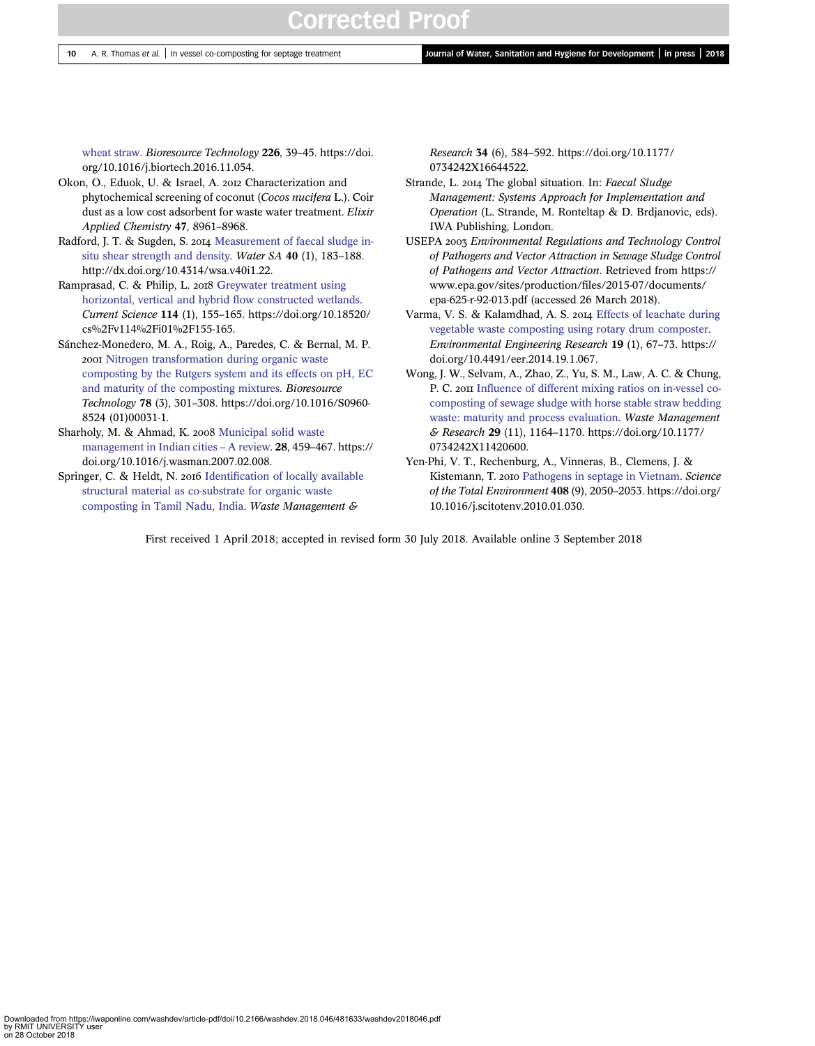wheat straw. *Bioresource Technology* **226**, 39–45. https://doi.org/10.1016/j.biortech.2016.11.054.

Okon, O., Eduok, U. & Israel, A. 2012 Characterization and phytochemical screening of coconut (*Cocos nucifera* L.). Coir dust as a low cost adsorbent for waste water treatment. *Elixir Applied Chemistry* **47**, 8961–8968.

Radford, J. T. & Sugden, S. 2014 Measurement of faecal sludge in-situ shear strength and density. *Water SA* **40** (1), 183–188. http://dx.doi.org/10.4314/wsa.v40i1.22.

Ramprasad, C. & Philip, L. 2018 Greywater treatment using horizontal, vertical and hybrid flow constructed wetlands. *Current Science* **114** (1), 155–165. https://doi.org/10.18520/cs%2Fv114%2Fi01%2F155-165.

Sánchez-Monedero, M. A., Roig, A., Paredes, C. & Bernal, M. P. 2001 Nitrogen transformation during organic waste composting by the Rutgers system and its effects on pH, EC and maturity of the composting mixtures. *Bioresource Technology* **78** (3), 301–308. https://doi.org/10.1016/S0960-8524 (01)00031-1.

Sharholy, M. & Ahmad, K. 2008 Municipal solid waste management in Indian cities – A review. **28**, 459–467. https://doi.org/10.1016/j.wasman.2007.02.008.

Springer, C. & Heldt, N. 2016 Identification of locally available structural material as co-substrate for organic waste composting in Tamil Nadu, India. *Waste Management & Research* **34** (6), 584–592. https://doi.org/10.1177/0734242X16644522.

Strande, L. 2014 The global situation. In: *Faecal Sludge Management: Systems Approach for Implementation and Operation* (L. Strande, M. Ronteltap & D. Brdjanovic, eds). IWA Publishing, London.

USEPA 2003 *Environmental Regulations and Technology Control of Pathogens and Vector Attraction in Sewage Sludge Control of Pathogens and Vector Attraction*. Retrieved from https://www.epa.gov/sites/production/files/2015-07/documents/epa-625-r-92-013.pdf (accessed 26 March 2018).

Varma, V. S. & Kalamdhad, A. S. 2014 Effects of leachate during vegetable waste composting using rotary drum composter. *Environmental Engineering Research* **19** (1), 67–73. https://doi.org/10.4491/eer.2014.19.1.067.

Wong, J. W., Selvam, A., Zhao, Z., Yu, S. M., Law, A. C. & Chung, P. C. 2011 Influence of different mixing ratios on in-vessel co-composting of sewage sludge with horse stable straw bedding waste: maturity and process evaluation. *Waste Management & Research* **29** (11), 1164–1170. https://doi.org/10.1177/0734242X11420600.

Yen-Phi, V. T., Rechenburg, A., Vinneras, B., Clemens, J. & Kistemann, T. 2010 Pathogens in septage in Vietnam. *Science of the Total Environment* **408** (9), 2050–2053. https://doi.org/10.1016/j.scitotenv.2010.01.030.

First received 1 April 2018; accepted in revised form 30 July 2018. Available online 3 September 2018